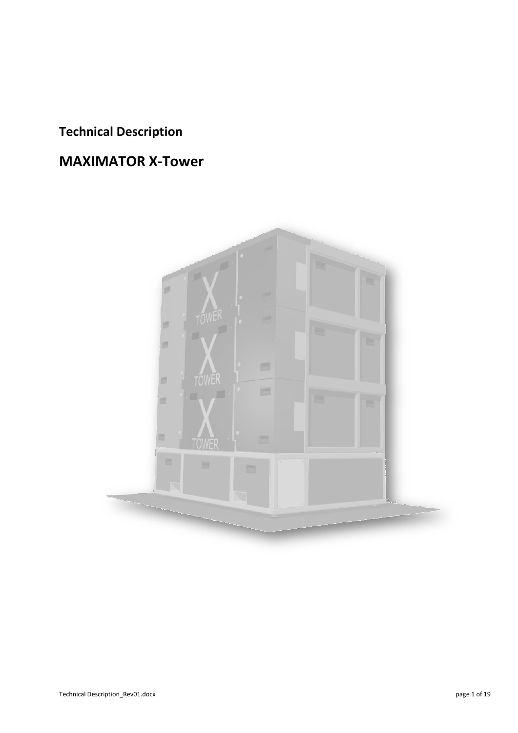**Technical Description**

# MAXIMATOR X-Tower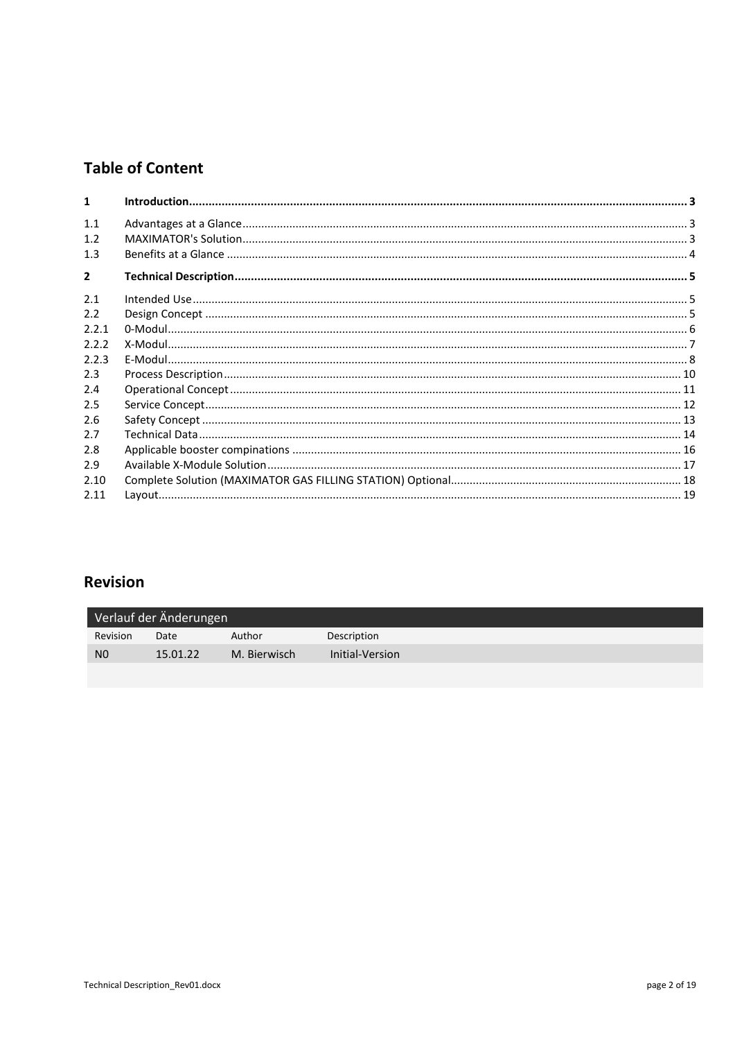## Table of Content

| | | |
|---|---|---|
| **1** | **Introduction** | **3** |
| 1.1 | Advantages at a Glance | 3 |
| 1.2 | MAXIMATOR's Solution | 3 |
| 1.3 | Benefits at a Glance | 4 |
| **2** | **Technical Description** | **5** |
| 2.1 | Intended Use | 5 |
| 2.2 | Design Concept | 5 |
| 2.2.1 | 0-Modul | 6 |
| 2.2.2 | X-Modul | 7 |
| 2.2.3 | E-Modul | 8 |
| 2.3 | Process Description | 10 |
| 2.4 | Operational Concept | 11 |
| 2.5 | Service Concept | 12 |
| 2.6 | Safety Concept | 13 |
| 2.7 | Technical Data | 14 |
| 2.8 | Applicable booster compinations | 16 |
| 2.9 | Available X-Module Solution | 17 |
| 2.10 | Complete Solution (MAXIMATOR GAS FILLING STATION) Optional | 18 |
| 2.11 | Layout | 19 |

## Revision

| Verlauf der Änderungen | | | |
|---|---|---|---|
| Revision | Date | Author | Description |
| N0 | 15.01.22 | M. Bierwisch | Initial-Version |
| | | | |

Technical Description_Rev01.docx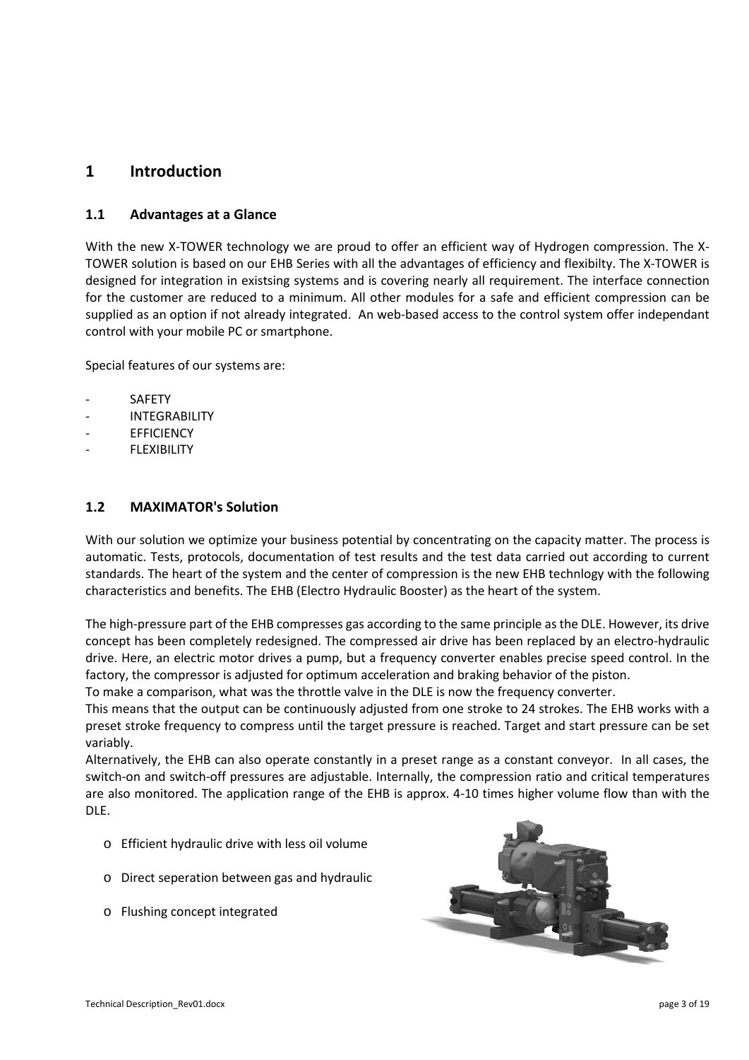# 1 Introduction

## 1.1 Advantages at a Glance

With the new X-TOWER technology we are proud to offer an efficient way of Hydrogen compression. The X-TOWER solution is based on our EHB Series with all the advantages of efficiency and flexibilty. The X-TOWER is designed for integration in existsing systems and is covering nearly all requirement. The interface connection for the customer are reduced to a minimum. All other modules for a safe and efficient compression can be supplied as an option if not already integrated. An web-based access to the control system offer independant control with your mobile PC or smartphone.

Special features of our systems are:

- SAFETY
- INTEGRABILITY
- EFFICIENCY
- FLEXIBILITY

## 1.2 MAXIMATOR's Solution

With our solution we optimize your business potential by concentrating on the capacity matter. The process is automatic. Tests, protocols, documentation of test results and the test data carried out according to current standards. The heart of the system and the center of compression is the new EHB technlogy with the following characteristics and benefits. The EHB (Electro Hydraulic Booster) as the heart of the system.

The high-pressure part of the EHB compresses gas according to the same principle as the DLE. However, its drive concept has been completely redesigned. The compressed air drive has been replaced by an electro-hydraulic drive. Here, an electric motor drives a pump, but a frequency converter enables precise speed control. In the factory, the compressor is adjusted for optimum acceleration and braking behavior of the piston.
To make a comparison, what was the throttle valve in the DLE is now the frequency converter.
This means that the output can be continuously adjusted from one stroke to 24 strokes. The EHB works with a preset stroke frequency to compress until the target pressure is reached. Target and start pressure can be set variably.
Alternatively, the EHB can also operate constantly in a preset range as a constant conveyor. In all cases, the switch-on and switch-off pressures are adjustable. Internally, the compression ratio and critical temperatures are also monitored. The application range of the EHB is approx. 4-10 times higher volume flow than with the DLE.

- Efficient hydraulic drive with less oil volume
- Direct seperation between gas and hydraulic
- Flushing concept integrated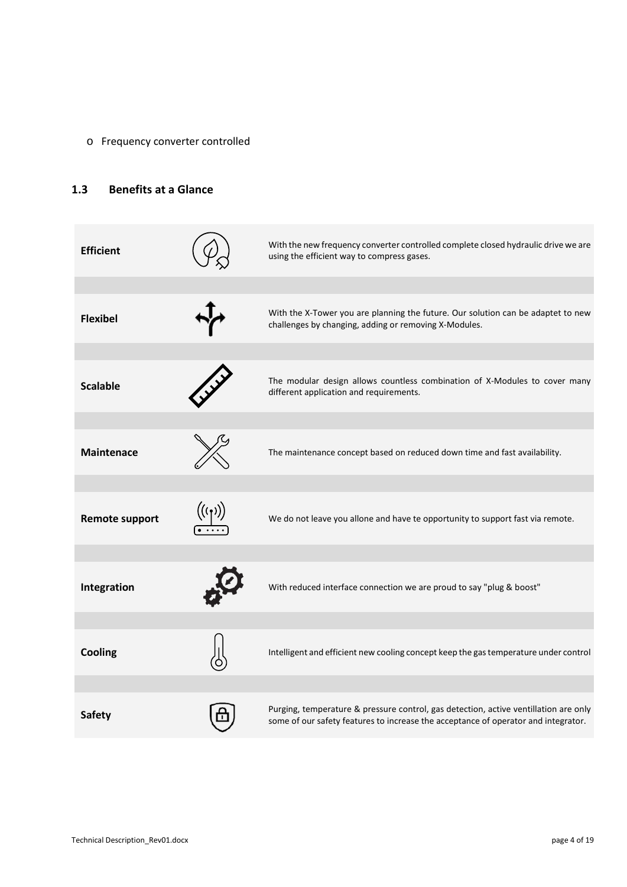- Frequency converter controlled

## 1.3 Benefits at a Glance

| | |
|---|---|
| **Efficient** | With the new frequency converter controlled complete closed hydraulic drive we are using the efficient way to compress gases. |
| **Flexibel** | With the X-Tower you are planning the future. Our solution can be adaptet to new challenges by changing, adding or removing X-Modules. |
| **Scalable** | The modular design allows countless combination of X-Modules to cover many different application and requirements. |
| **Maintenace** | The maintenance concept based on reduced down time and fast availability. |
| **Remote support** | We do not leave you allone and have te opportunity to support fast via remote. |
| **Integration** | With reduced interface connection we are proud to say "plug & boost" |
| **Cooling** | Intelligent and efficient new cooling concept keep the gas temperature under control |
| **Safety** | Purging, temperature & pressure control, gas detection, active ventillation are only some of our safety features to increase the acceptance of operator and integrator. |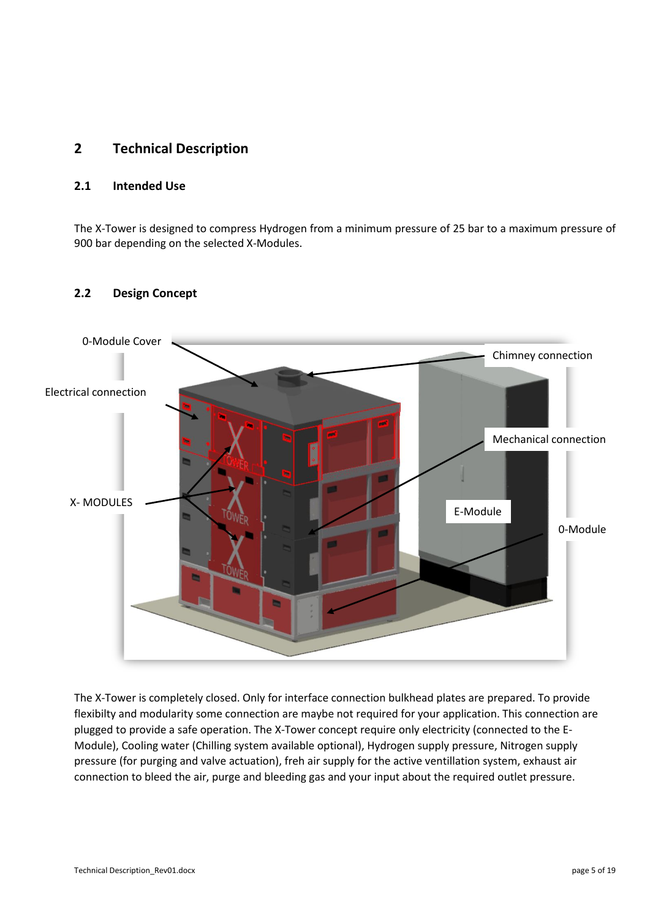## 2 Technical Description

### 2.1 Intended Use

The X-Tower is designed to compress Hydrogen from a minimum pressure of 25 bar to a maximum pressure of 900 bar depending on the selected X-Modules.

### 2.2 Design Concept

0-Module Cover

Chimney connection

Electrical connection

Mechanical connection

X- MODULES

E-Module

0-Module

The X-Tower is completely closed. Only for interface connection bulkhead plates are prepared. To provide flexibilty and modularity some connection are maybe not required for your application. This connection are plugged to provide a safe operation. The X-Tower concept require only electricity (connected to the E-Module), Cooling water (Chilling system available optional), Hydrogen supply pressure, Nitrogen supply pressure (for purging and valve actuation), freh air supply for the active ventillation system, exhaust air connection to bleed the air, purge and bleeding gas and your input about the required outlet pressure.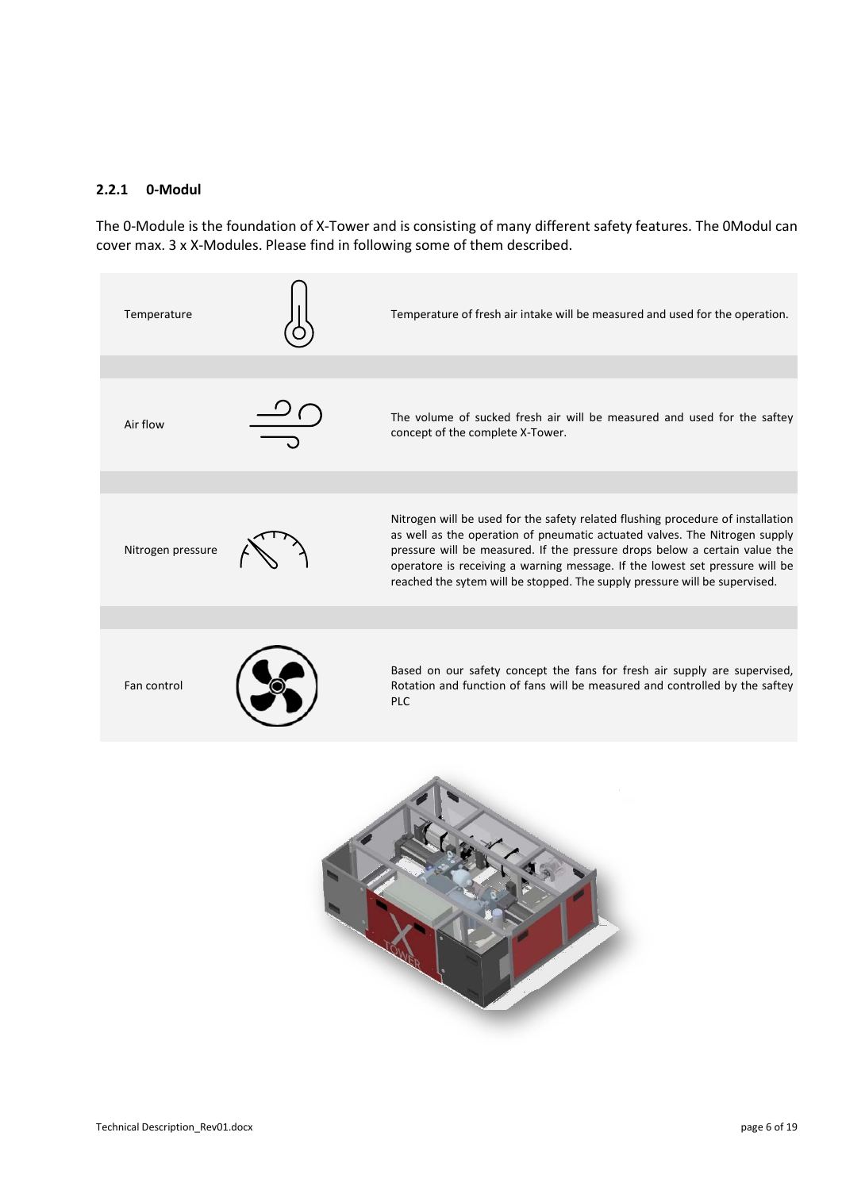### 2.2.1 0-Modul

The 0-Module is the foundation of X-Tower and is consisting of many different safety features. The 0Modul can cover max. 3 x X-Modules. Please find in following some of them described.

| | |
|---|---|
| Temperature | Temperature of fresh air intake will be measured and used for the operation. |
| Air flow | The volume of sucked fresh air will be measured and used for the saftey concept of the complete X-Tower. |
| Nitrogen pressure | Nitrogen will be used for the safety related flushing procedure of installation as well as the operation of pneumatic actuated valves. The Nitrogen supply pressure will be measured. If the pressure drops below a certain value the operatore is receiving a warning message. If the lowest set pressure will be reached the sytem will be stopped. The supply pressure will be supervised. |
| Fan control | Based on our safety concept the fans for fresh air supply are supervised, Rotation and function of fans will be measured and controlled by the saftey PLC |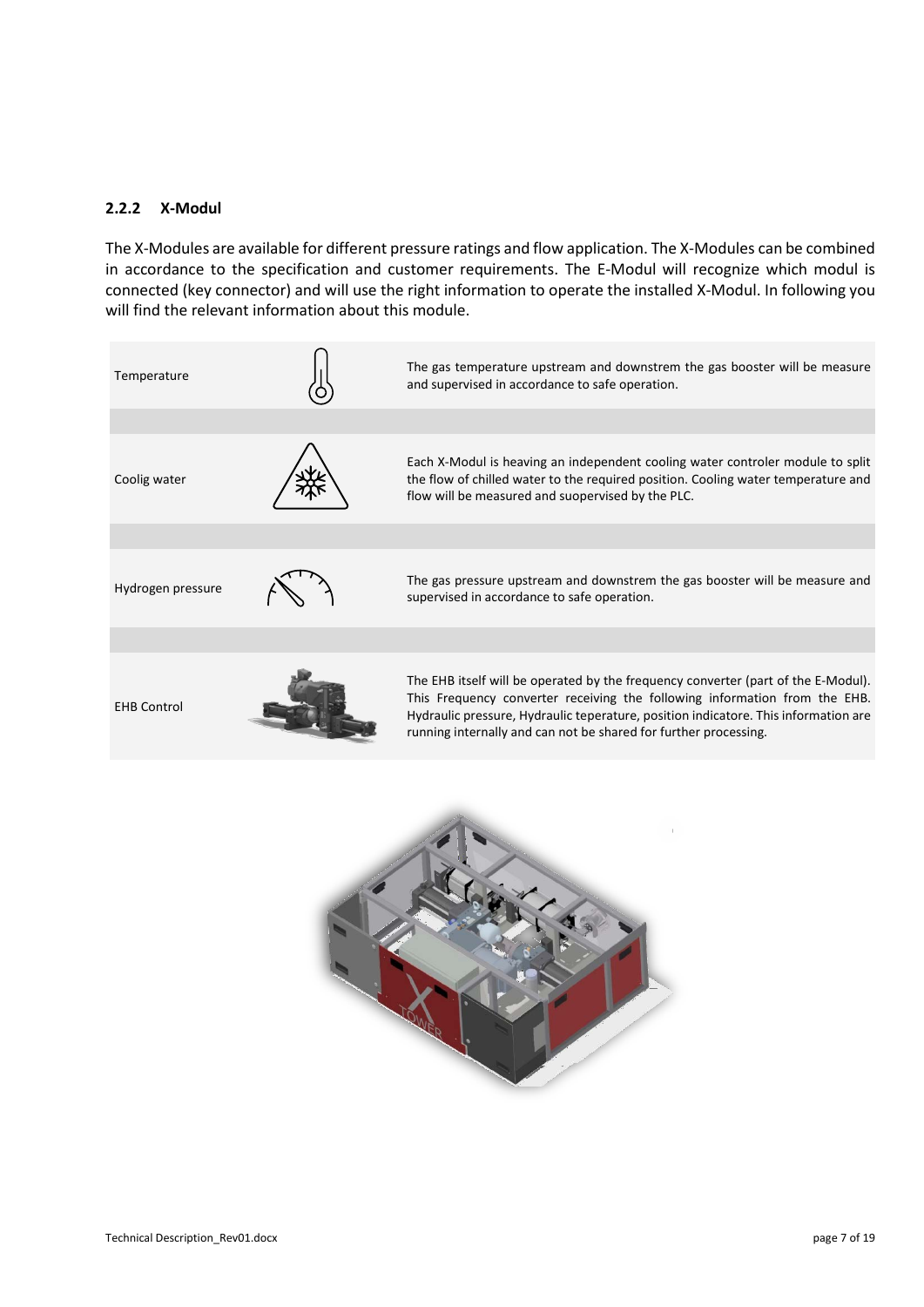### 2.2.2 X-Modul

The X-Modules are available for different pressure ratings and flow application. The X-Modules can be combined in accordance to the specification and customer requirements. The E-Modul will recognize which modul is connected (key connector) and will use the right information to operate the installed X-Modul. In following you will find the relevant information about this module.

| | | |
|---|---|---|
| Temperature | | The gas temperature upstream and downstrem the gas booster will be measure and supervised in accordance to safe operation. |
| Coolig water | | Each X-Modul is heaving an independent cooling water controler module to split the flow of chilled water to the required position. Cooling water temperature and flow will be measured and suopervised by the PLC. |
| Hydrogen pressure | | The gas pressure upstream and downstrem the gas booster will be measure and supervised in accordance to safe operation. |
| EHB Control | | The EHB itself will be operated by the frequency converter (part of the E-Modul). This Frequency converter receiving the following information from the EHB. Hydraulic pressure, Hydraulic teperature, position indicatore. This information are running internally and can not be shared for further processing. |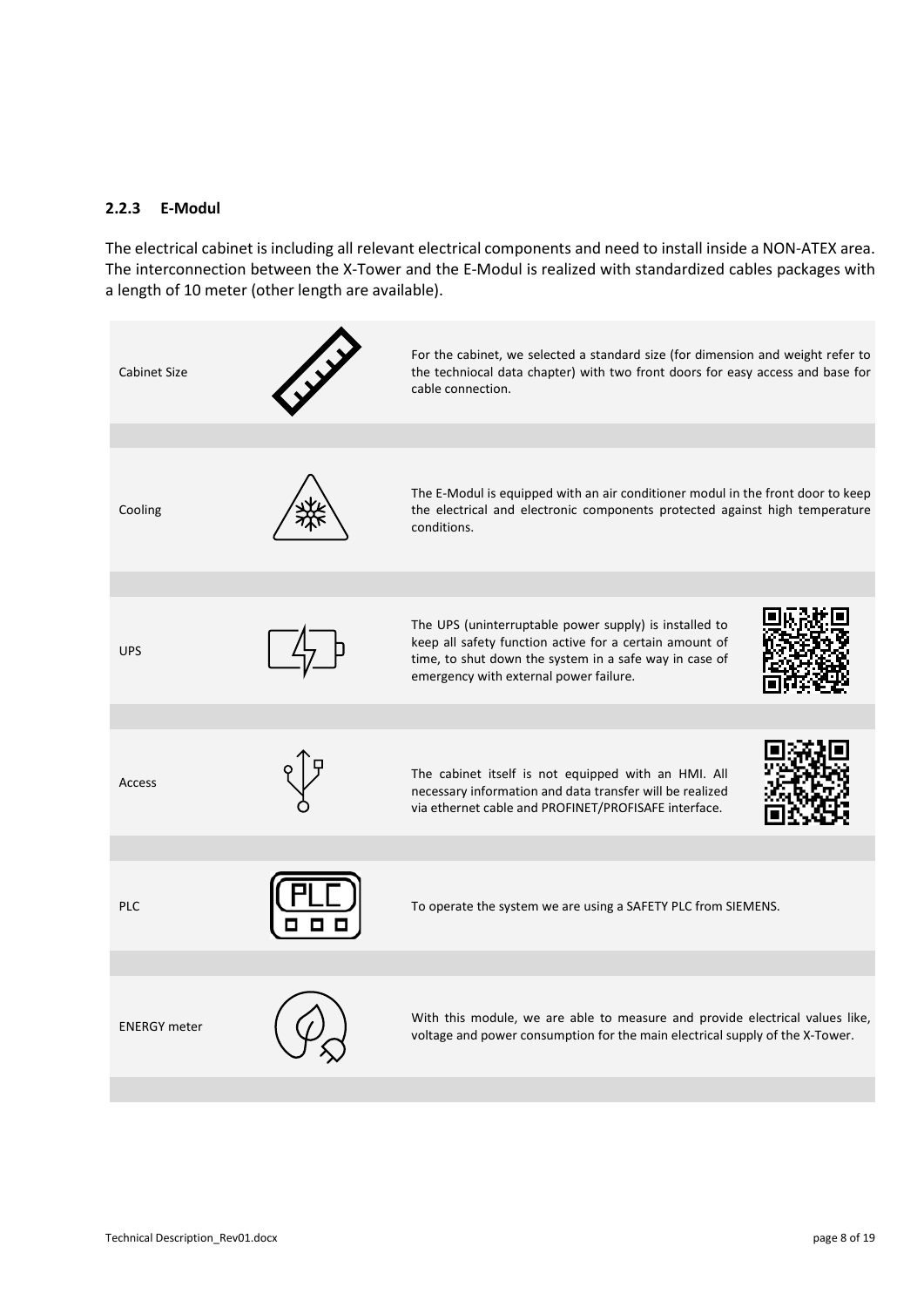### 2.2.3 E-Modul

The electrical cabinet is including all relevant electrical components and need to install inside a NON-ATEX area. The interconnection between the X-Tower and the E-Modul is realized with standardized cables packages with a length of 10 meter (other length are available).

| | |
|---|---|
| Cabinet Size | For the cabinet, we selected a standard size (for dimension and weight refer to the techniocal data chapter) with two front doors for easy access and base for cable connection. |
| Cooling | The E-Modul is equipped with an air conditioner modul in the front door to keep the electrical and electronic components protected against high temperature conditions. |
| UPS | The UPS (uninterruptable power supply) is installed to keep all safety function active for a certain amount of time, to shut down the system in a safe way in case of emergency with external power failure. |
| Access | The cabinet itself is not equipped with an HMI. All necessary information and data transfer will be realized via ethernet cable and PROFINET/PROFISAFE interface. |
| PLC | To operate the system we are using a SAFETY PLC from SIEMENS. |
| ENERGY meter | With this module, we are able to measure and provide electrical values like, voltage and power consumption for the main electrical supply of the X-Tower. |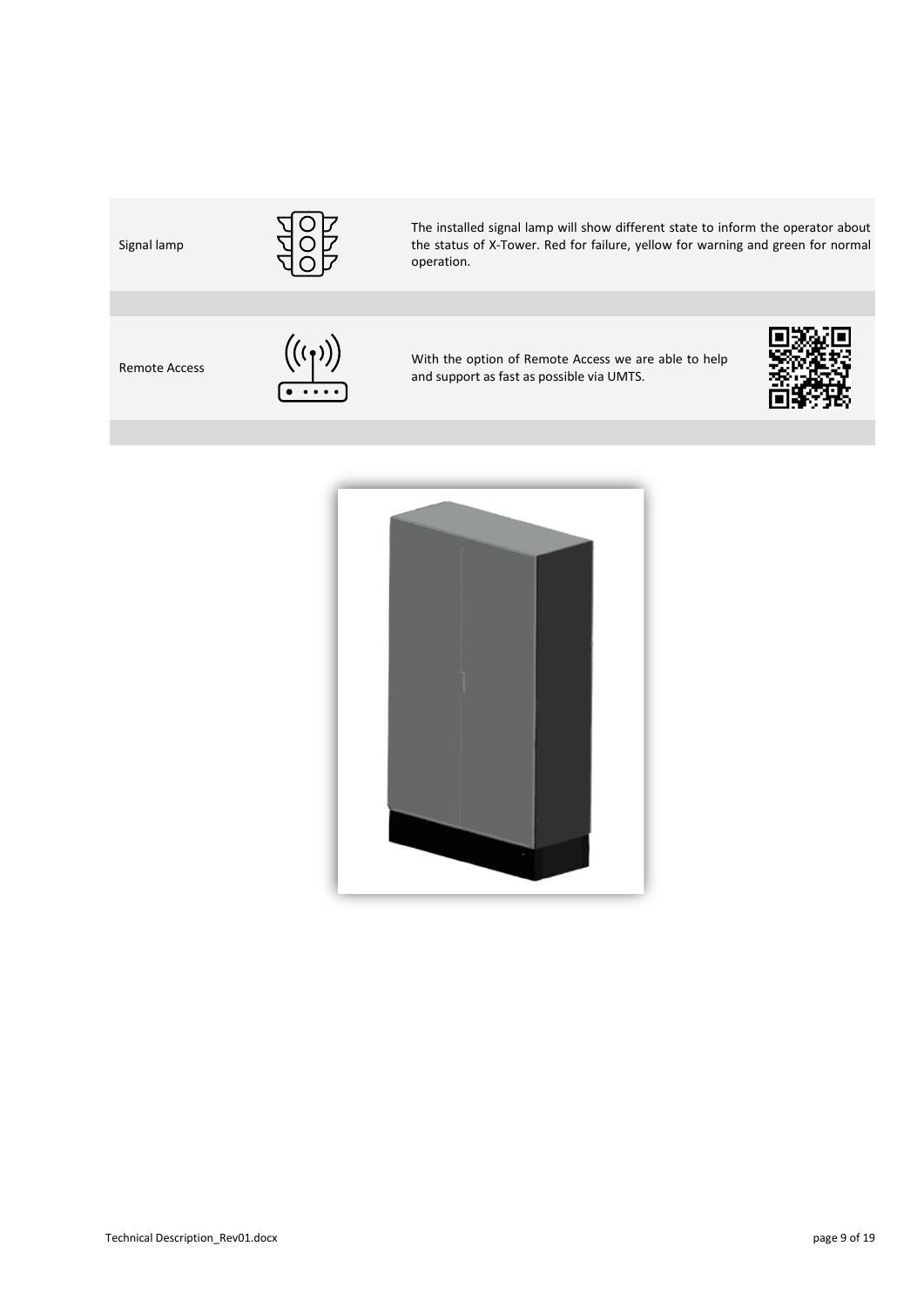| | | |
|---|---|---|
| Signal lamp | | The installed signal lamp will show different state to inform the operator about the status of X-Tower. Red for failure, yellow for warning and green for normal operation. |
| Remote Access | | With the option of Remote Access we are able to help and support as fast as possible via UMTS. |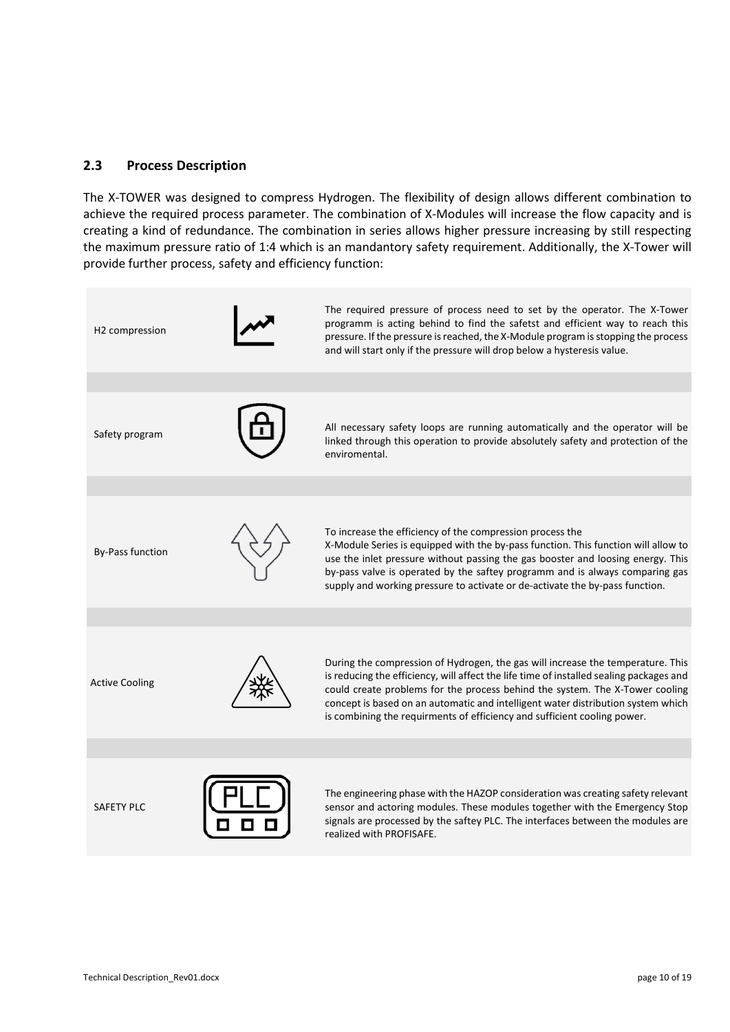## 2.3 Process Description

The X-TOWER was designed to compress Hydrogen. The flexibility of design allows different combination to achieve the required process parameter. The combination of X-Modules will increase the flow capacity and is creating a kind of redundance. The combination in series allows higher pressure increasing by still respecting the maximum pressure ratio of 1:4 which is an mandantory safety requirement. Additionally, the X-Tower will provide further process, safety and efficiency function:

| | |
|---|---|
| H2 compression | The required pressure of process need to set by the operator. The X-Tower programm is acting behind to find the safetst and efficient way to reach this pressure. If the pressure is reached, the X-Module program is stopping the process and will start only if the pressure will drop below a hysteresis value. |
| Safety program | All necessary safety loops are running automatically and the operator will be linked through this operation to provide absolutely safety and protection of the enviromental. |
| By-Pass function | To increase the efficiency of the compression process the X-Module Series is equipped with the by-pass function. This function will allow to use the inlet pressure without passing the gas booster and loosing energy. This by-pass valve is operated by the saftey programm and is always comparing gas supply and working pressure to activate or de-activate the by-pass function. |
| Active Cooling | During the compression of Hydrogen, the gas will increase the temperature. This is reducing the efficiency, will affect the life time of installed sealing packages and could create problems for the process behind the system. The X-Tower cooling concept is based on an automatic and intelligent water distribution system which is combining the requirments of efficiency and sufficient cooling power. |
| SAFETY PLC | The engineering phase with the HAZOP consideration was creating safety relevant sensor and actoring modules. These modules together with the Emergency Stop signals are processed by the saftey PLC. The interfaces between the modules are realized with PROFISAFE. |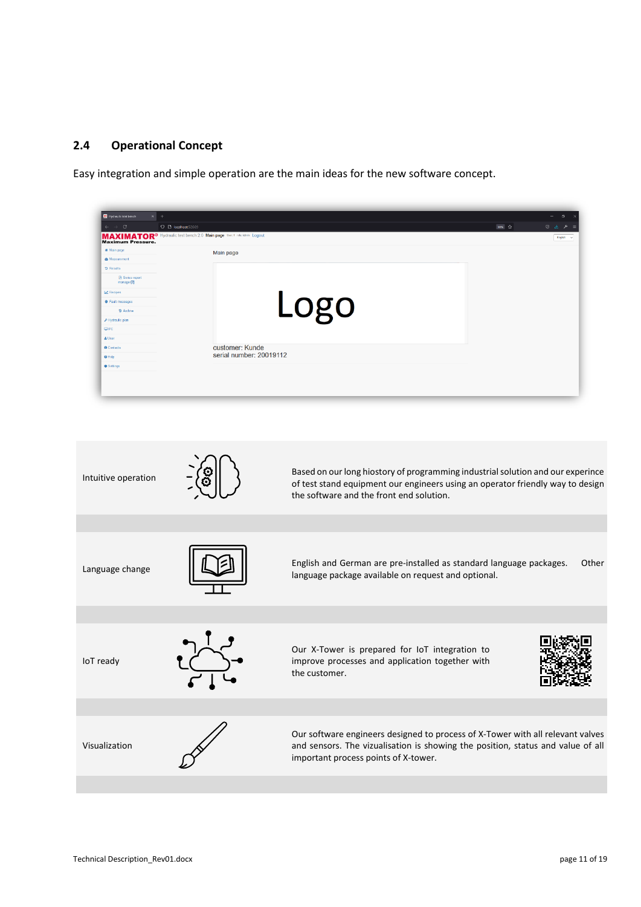## 2.4 Operational Concept

Easy integration and simple operation are the main ideas for the new software concept.

| | | |
|---|---|---|
| Intuitive operation | | Based on our long hisotory of programming industrial solution and our experince of test stand equipment our engineers using an operator friendly way to design the software and the front end solution. |
| Language change | | English and German are pre-installed as standard language packages. Other language package available on request and optional. |
| IoT ready | | Our X-Tower is prepared for IoT integration to improve processes and application together with the customer. |
| Visualization | | Our software engineers designed to process of X-Tower with all relevant valves and sensors. The vizualisation is showing the position, status and value of all important process points of X-tower. |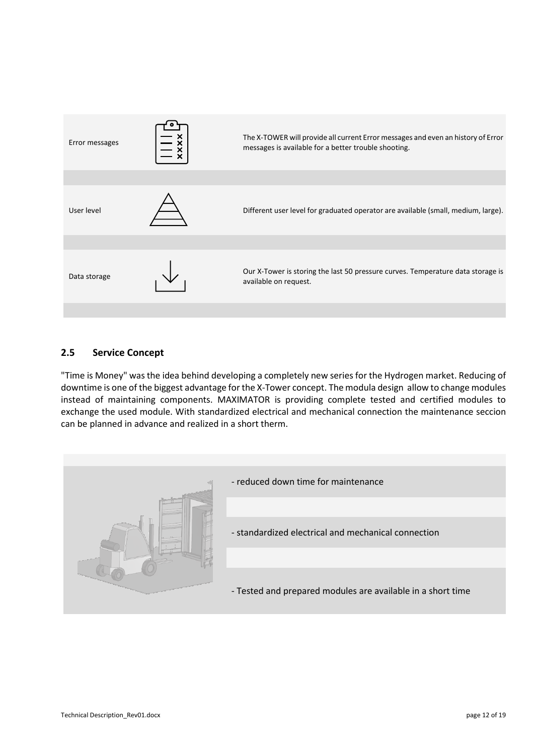| | | |
|---|---|---|
| Error messages | | The X-TOWER will provide all current Error messages and even an history of Error messages is available for a better trouble shooting. |
| User level | | Different user level for graduated operator are available (small, medium, large). |
| Data storage | | Our X-Tower is storing the last 50 pressure curves. Temperature data storage is available on request. |

## 2.5 Service Concept

"Time is Money" was the idea behind developing a completely new series for the Hydrogen market. Reducing of downtime is one of the biggest advantage for the X-Tower concept. The modula design allow to change modules instead of maintaining components. MAXIMATOR is providing complete tested and certified modules to exchange the used module. With standardized electrical and mechanical connection the maintenance seccion can be planned in advance and realized in a short therm.

- reduced down time for maintenance
- standardized electrical and mechanical connection
- Tested and prepared modules are available in a short time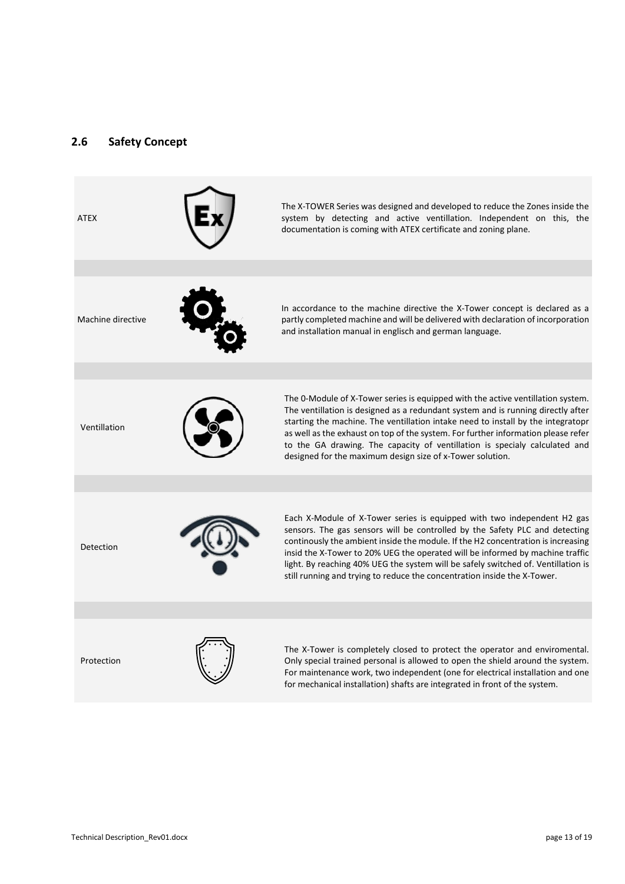## 2.6 Safety Concept

| | |
|---|---|
| ATEX | The X-TOWER Series was designed and developed to reduce the Zones inside the system by detecting and active ventillation. Independent on this, the documentation is coming with ATEX certificate and zoning plane. |
| Machine directive | In accordance to the machine directive the X-Tower concept is declared as a partly completed machine and will be delivered with declaration of incorporation and installation manual in englisch and german language. |
| Ventillation | The 0-Module of X-Tower series is equipped with the active ventillation system. The ventillation is designed as a redundant system and is running directly after starting the machine. The ventillation intake need to install by the integratopr as well as the exhaust on top of the system. For further information please refer to the GA drawing. The capacity of ventillation is specialy calculated and designed for the maximum design size of x-Tower solution. |
| Detection | Each X-Module of X-Tower series is equipped with two independent H2 gas sensors. The gas sensors will be controlled by the Safety PLC and detecting continously the ambient inside the module. If the H2 concentration is increasing insid the X-Tower to 20% UEG the operated will be informed by machine traffic light. By reaching 40% UEG the system will be safely switched of. Ventillation is still running and trying to reduce the concentration inside the X-Tower. |
| Protection | The X-Tower is completely closed to protect the operator and enviromental. Only special trained personal is allowed to open the shield around the system. For maintenance work, two independent (one for electrical installation and one for mechanical installation) shafts are integrated in front of the system. |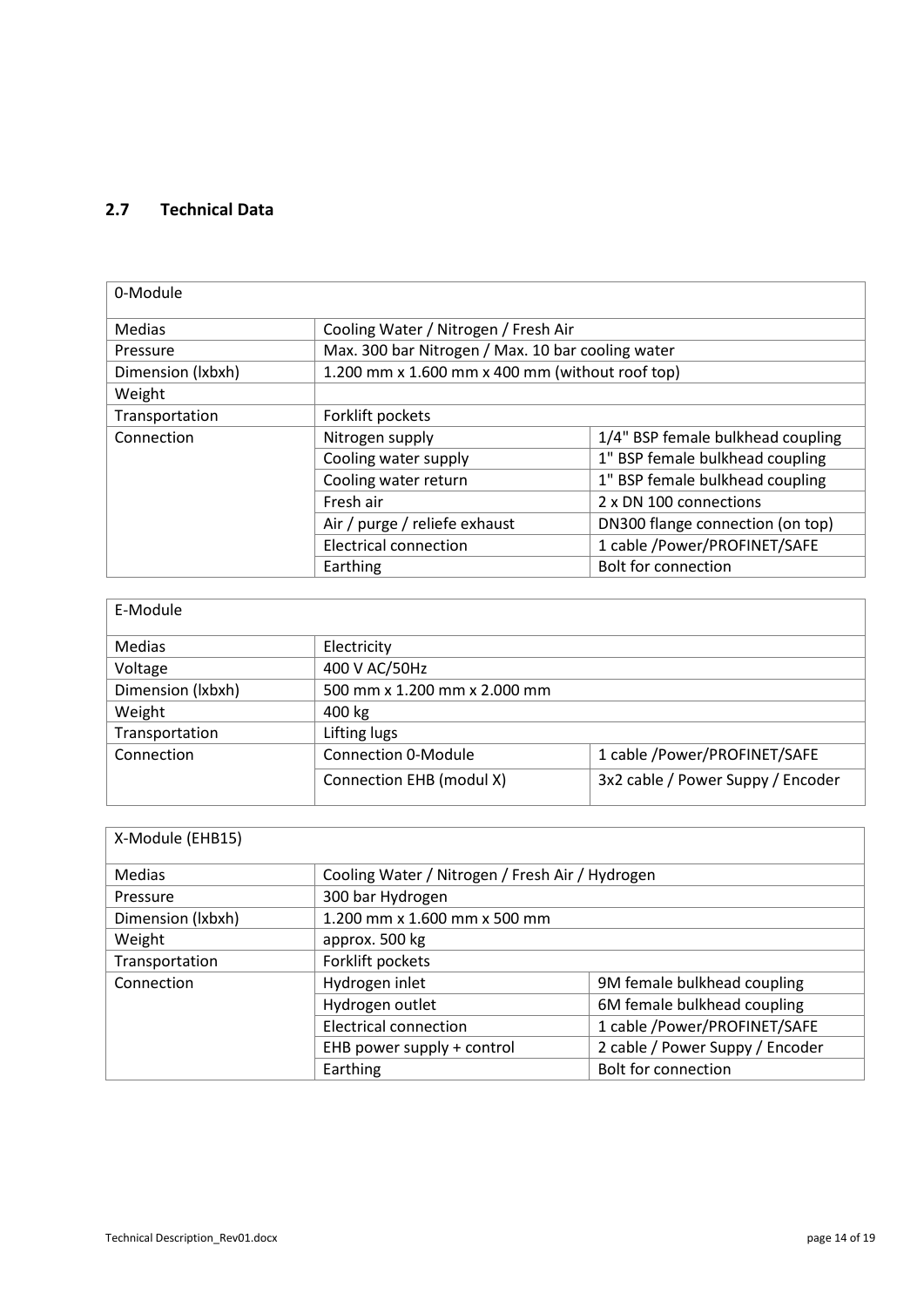## 2.7 Technical Data

| 0-Module | | |
|---|---|---|
| Medias | Cooling Water / Nitrogen / Fresh Air | |
| Pressure | Max. 300 bar Nitrogen / Max. 10 bar cooling water | |
| Dimension (lxbxh) | 1.200 mm x 1.600 mm x 400 mm (without roof top) | |
| Weight | | |
| Transportation | Forklift pockets | |
| Connection | Nitrogen supply | 1/4" BSP female bulkhead coupling |
| | Cooling water supply | 1" BSP female bulkhead coupling |
| | Cooling water return | 1" BSP female bulkhead coupling |
| | Fresh air | 2 x DN 100 connections |
| | Air / purge / reliefe exhaust | DN300 flange connection (on top) |
| | Electrical connection | 1 cable /Power/PROFINET/SAFE |
| | Earthing | Bolt for connection |

| E-Module | | |
|---|---|---|
| Medias | Electricity | |
| Voltage | 400 V AC/50Hz | |
| Dimension (lxbxh) | 500 mm x 1.200 mm x 2.000 mm | |
| Weight | 400 kg | |
| Transportation | Lifting lugs | |
| Connection | Connection 0-Module | 1 cable /Power/PROFINET/SAFE |
| | Connection EHB (modul X) | 3x2 cable / Power Suppy / Encoder |

| X-Module (EHB15) | | |
|---|---|---|
| Medias | Cooling Water / Nitrogen / Fresh Air / Hydrogen | |
| Pressure | 300 bar Hydrogen | |
| Dimension (lxbxh) | 1.200 mm x 1.600 mm x 500 mm | |
| Weight | approx. 500 kg | |
| Transportation | Forklift pockets | |
| Connection | Hydrogen inlet | 9M female bulkhead coupling |
| | Hydrogen outlet | 6M female bulkhead coupling |
| | Electrical connection | 1 cable /Power/PROFINET/SAFE |
| | EHB power supply + control | 2 cable / Power Suppy / Encoder |
| | Earthing | Bolt for connection |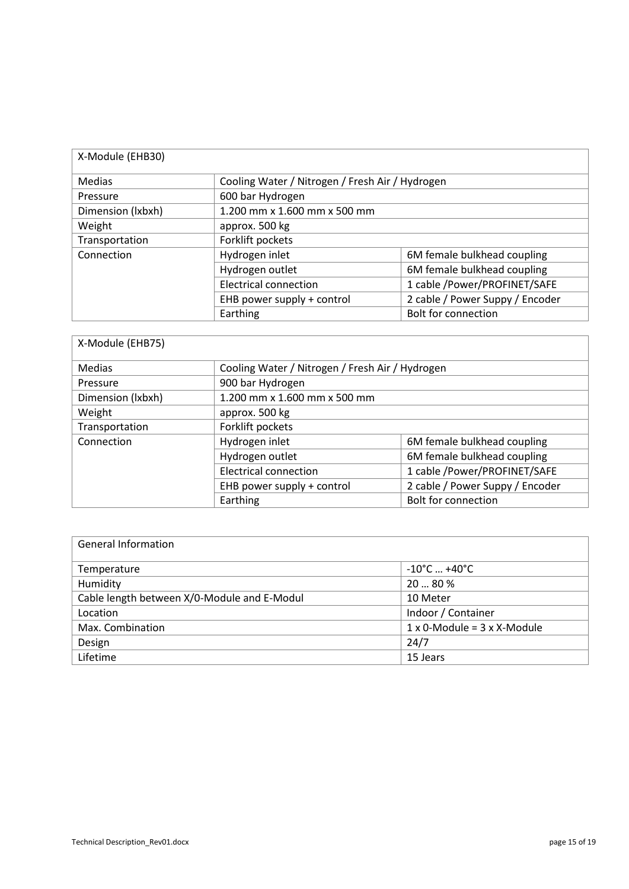| X-Module (EHB30) | | |
| --- | --- | --- |
| Medias | Cooling Water / Nitrogen / Fresh Air / Hydrogen | |
| Pressure | 600 bar Hydrogen | |
| Dimension (lxbxh) | 1.200 mm x 1.600 mm x 500 mm | |
| Weight | approx. 500 kg | |
| Transportation | Forklift pockets | |
| Connection | Hydrogen inlet | 6M female bulkhead coupling |
| | Hydrogen outlet | 6M female bulkhead coupling |
| | Electrical connection | 1 cable /Power/PROFINET/SAFE |
| | EHB power supply + control | 2 cable / Power Suppy / Encoder |
| | Earthing | Bolt for connection |

| X-Module (EHB75) | | |
| --- | --- | --- |
| Medias | Cooling Water / Nitrogen / Fresh Air / Hydrogen | |
| Pressure | 900 bar Hydrogen | |
| Dimension (lxbxh) | 1.200 mm x 1.600 mm x 500 mm | |
| Weight | approx. 500 kg | |
| Transportation | Forklift pockets | |
| Connection | Hydrogen inlet | 6M female bulkhead coupling |
| | Hydrogen outlet | 6M female bulkhead coupling |
| | Electrical connection | 1 cable /Power/PROFINET/SAFE |
| | EHB power supply + control | 2 cable / Power Suppy / Encoder |
| | Earthing | Bolt for connection |

| General Information | |
| --- | --- |
| Temperature | -10°C … +40°C |
| Humidity | 20 … 80 % |
| Cable length between X/0-Module and E-Modul | 10 Meter |
| Location | Indoor / Container |
| Max. Combination | 1 x 0-Module = 3 x X-Module |
| Design | 24/7 |
| Lifetime | 15 Jears |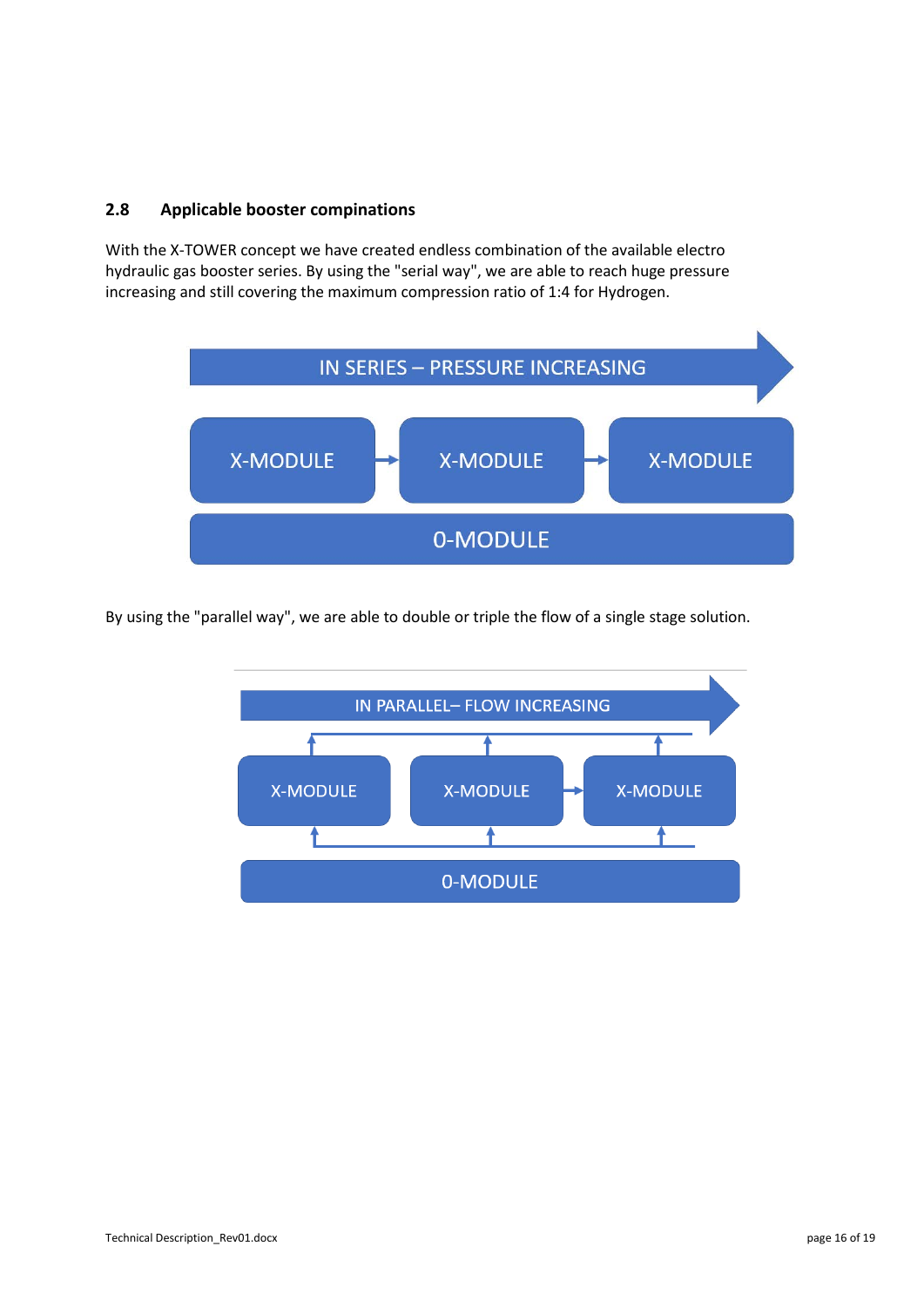## 2.8 Applicable booster compinations

With the X-TOWER concept we have created endless combination of the available electro hydraulic gas booster series. By using the "serial way", we are able to reach huge pressure increasing and still covering the maximum compression ratio of 1:4 for Hydrogen.

IN SERIES – PRESSURE INCREASING

X-MODULE

X-MODULE

X-MODULE

0-MODULE

By using the "parallel way", we are able to double or triple the flow of a single stage solution.

IN PARALLEL– FLOW INCREASING

X-MODULE

X-MODULE

X-MODULE

0-MODULE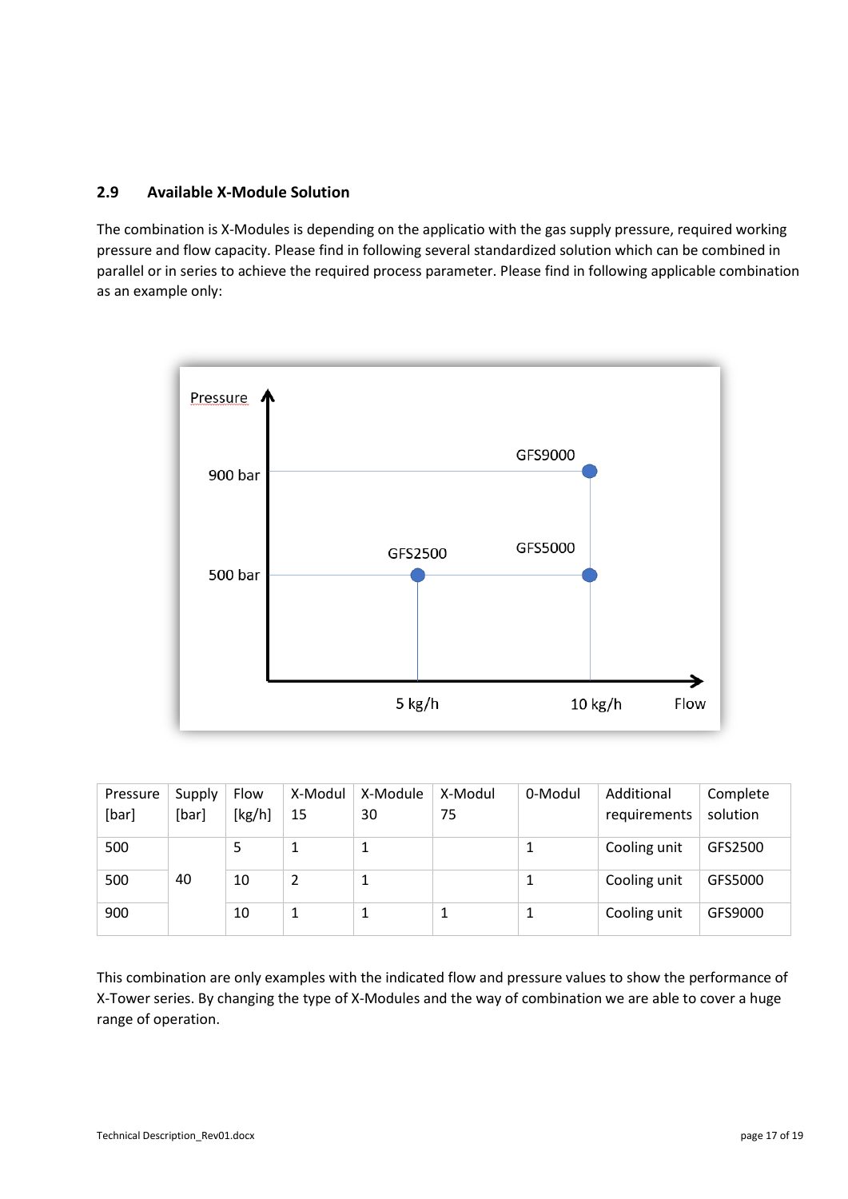## 2.9 Available X-Module Solution

The combination is X-Modules is depending on the applicatio with the gas supply pressure, required working pressure and flow capacity. Please find in following several standardized solution which can be combined in parallel or in series to achieve the required process parameter. Please find in following applicable combination as an example only:

Pressure

900 bar

500 bar

GFS9000

GFS2500

GFS5000

5 kg/h

10 kg/h

Flow

| Pressure [bar] | Supply [bar] | Flow [kg/h] | X-Modul 15 | X-Module 30 | X-Modul 75 | 0-Modul | Additional requirements | Complete solution |
|---|---|---|---|---|---|---|---|---|
| 500 | 40 | 5 | 1 | 1 | | 1 | Cooling unit | GFS2500 |
| 500 | | 10 | 2 | 1 | | 1 | Cooling unit | GFS5000 |
| 900 | | 10 | 1 | 1 | 1 | 1 | Cooling unit | GFS9000 |

This combination are only examples with the indicated flow and pressure values to show the performance of X-Tower series. By changing the type of X-Modules and the way of combination we are able to cover a huge range of operation.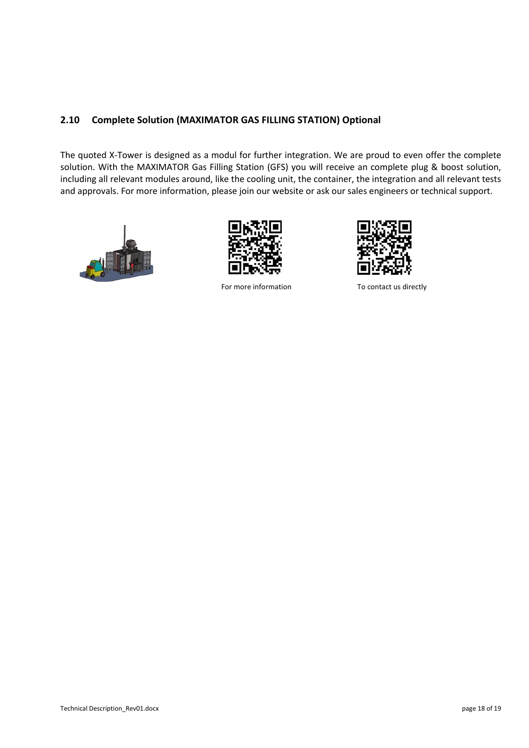## 2.10 Complete Solution (MAXIMATOR GAS FILLING STATION) Optional

The quoted X-Tower is designed as a modul for further integration. We are proud to even offer the complete solution. With the MAXIMATOR Gas Filling Station (GFS) you will receive an complete plug & boost solution, including all relevant modules around, like the cooling unit, the container, the integration and all relevant tests and approvals. For more information, please join our website or ask our sales engineers or technical support.

For more information

To contact us directly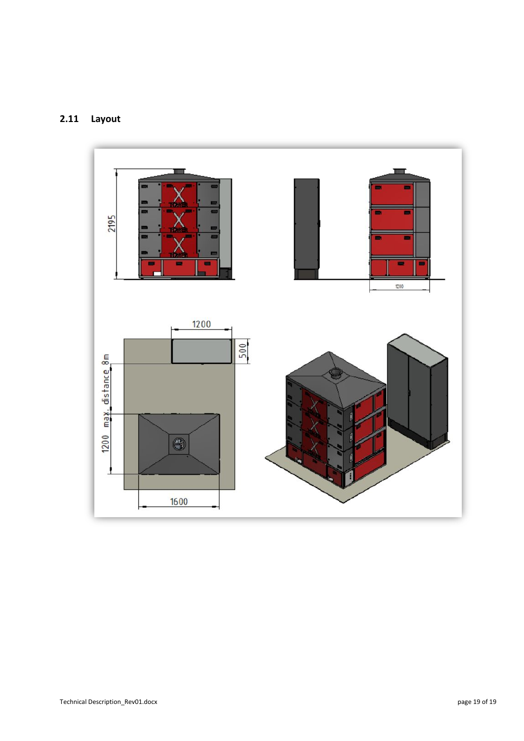## 2.11 Layout

2195

1200

1200

500

max. distance 8m

1200

1600